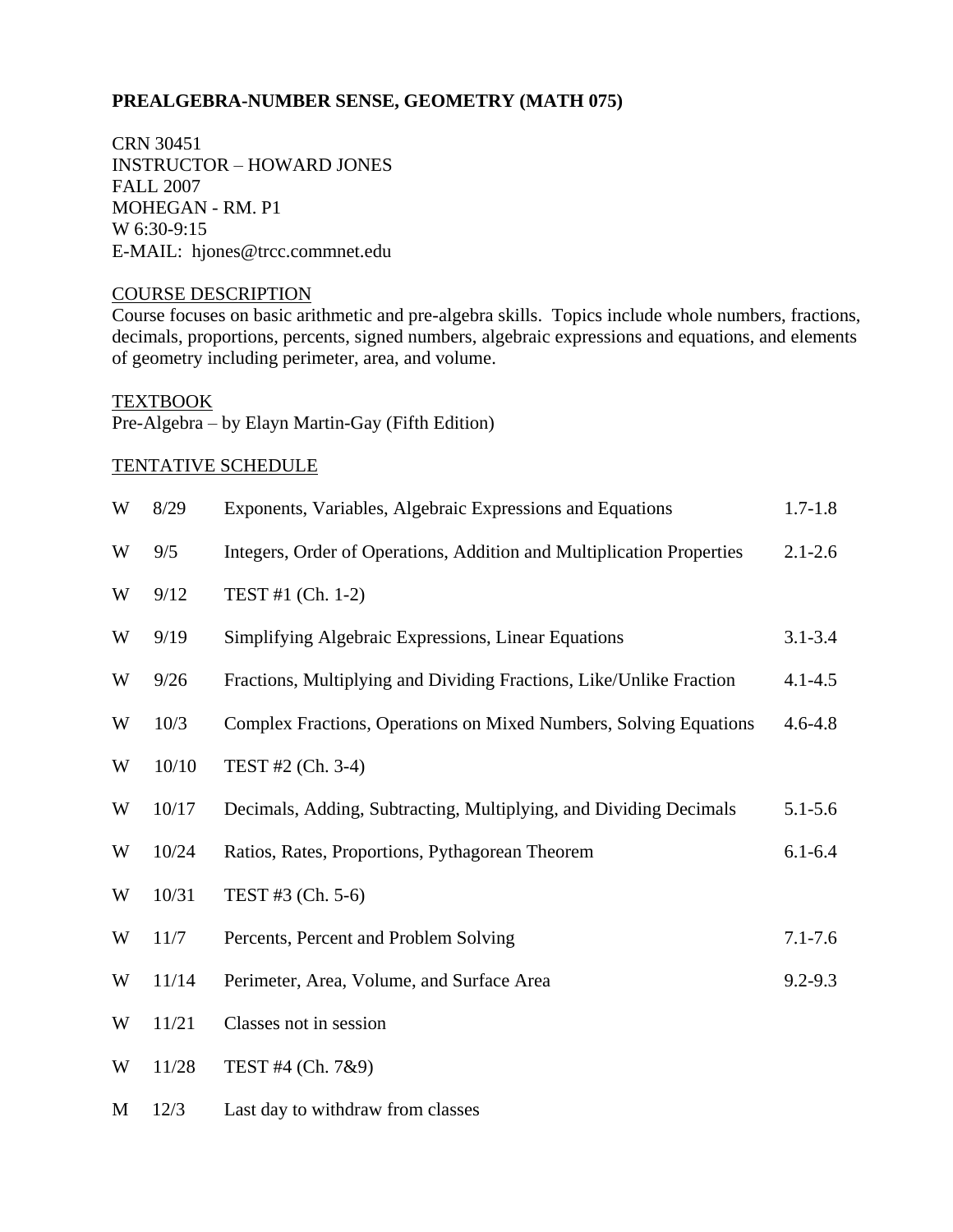# PREALGEBRA-NUMBER SENSE, GEOMETRY (MATH 075)

CRN 30451
INSTRUCTOR – HOWARD JONES
FALL 2007
MOHEGAN - RM. P1
W 6:30-9:15
E-MAIL: hjones@trcc.commnet.edu

## COURSE DESCRIPTION

Course focuses on basic arithmetic and pre-algebra skills. Topics include whole numbers, fractions, decimals, proportions, percents, signed numbers, algebraic expressions and equations, and elements of geometry including perimeter, area, and volume.

## TEXTBOOK

Pre-Algebra – by Elayn Martin-Gay (Fifth Edition)

## TENTATIVE SCHEDULE

| | | | |
|---|---|---|---|
| W | 8/29 | Exponents, Variables, Algebraic Expressions and Equations | 1.7-1.8 |
| W | 9/5 | Integers, Order of Operations, Addition and Multiplication Properties | 2.1-2.6 |
| W | 9/12 | TEST #1 (Ch. 1-2) | |
| W | 9/19 | Simplifying Algebraic Expressions, Linear Equations | 3.1-3.4 |
| W | 9/26 | Fractions, Multiplying and Dividing Fractions, Like/Unlike Fraction | 4.1-4.5 |
| W | 10/3 | Complex Fractions, Operations on Mixed Numbers, Solving Equations | 4.6-4.8 |
| W | 10/10 | TEST #2 (Ch. 3-4) | |
| W | 10/17 | Decimals, Adding, Subtracting, Multiplying, and Dividing Decimals | 5.1-5.6 |
| W | 10/24 | Ratios, Rates, Proportions, Pythagorean Theorem | 6.1-6.4 |
| W | 10/31 | TEST #3 (Ch. 5-6) | |
| W | 11/7 | Percents, Percent and Problem Solving | 7.1-7.6 |
| W | 11/14 | Perimeter, Area, Volume, and Surface Area | 9.2-9.3 |
| W | 11/21 | Classes not in session | |
| W | 11/28 | TEST #4 (Ch. 7&9) | |
| M | 12/3 | Last day to withdraw from classes | |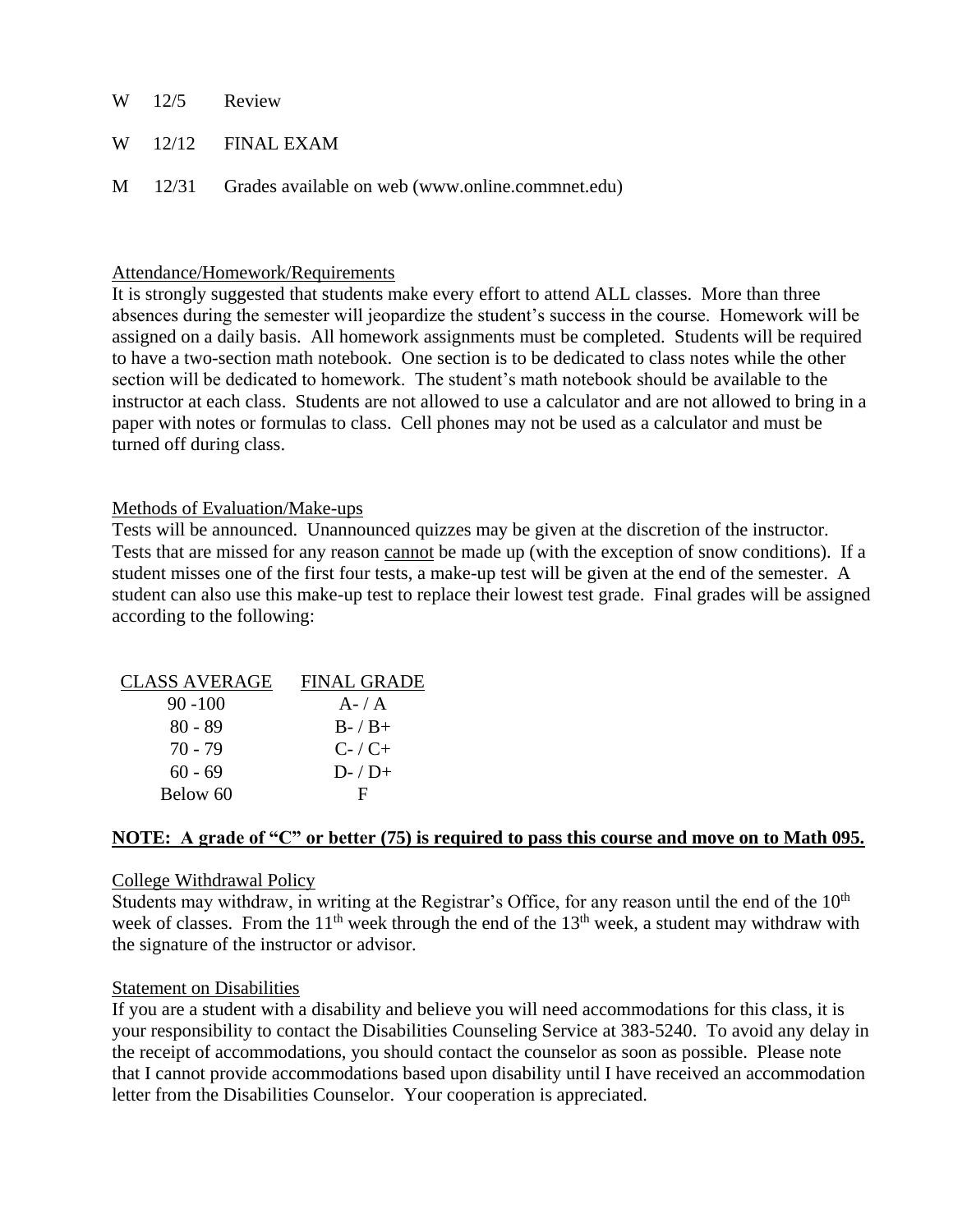W 12/5 Review

W 12/12 FINAL EXAM

M 12/31 Grades available on web (www.online.commnet.edu)

Attendance/Homework/Requirements

It is strongly suggested that students make every effort to attend ALL classes. More than three absences during the semester will jeopardize the student's success in the course. Homework will be assigned on a daily basis. All homework assignments must be completed. Students will be required to have a two-section math notebook. One section is to be dedicated to class notes while the other section will be dedicated to homework. The student's math notebook should be available to the instructor at each class. Students are not allowed to use a calculator and are not allowed to bring in a paper with notes or formulas to class. Cell phones may not be used as a calculator and must be turned off during class.

Methods of Evaluation/Make-ups

Tests will be announced. Unannounced quizzes may be given at the discretion of the instructor. Tests that are missed for any reason cannot be made up (with the exception of snow conditions). If a student misses one of the first four tests, a make-up test will be given at the end of the semester. A student can also use this make-up test to replace their lowest test grade. Final grades will be assigned according to the following:

| CLASS AVERAGE | FINAL GRADE |
| --- | --- |
| 90 -100 | A- / A |
| 80 - 89 | B- / B+ |
| 70 - 79 | C- / C+ |
| 60 - 69 | D- / D+ |
| Below 60 | F |

**NOTE: A grade of "C" or better (75) is required to pass this course and move on to Math 095.**

College Withdrawal Policy

Students may withdraw, in writing at the Registrar's Office, for any reason until the end of the 10th week of classes. From the 11th week through the end of the 13th week, a student may withdraw with the signature of the instructor or advisor.

Statement on Disabilities

If you are a student with a disability and believe you will need accommodations for this class, it is your responsibility to contact the Disabilities Counseling Service at 383-5240. To avoid any delay in the receipt of accommodations, you should contact the counselor as soon as possible. Please note that I cannot provide accommodations based upon disability until I have received an accommodation letter from the Disabilities Counselor. Your cooperation is appreciated.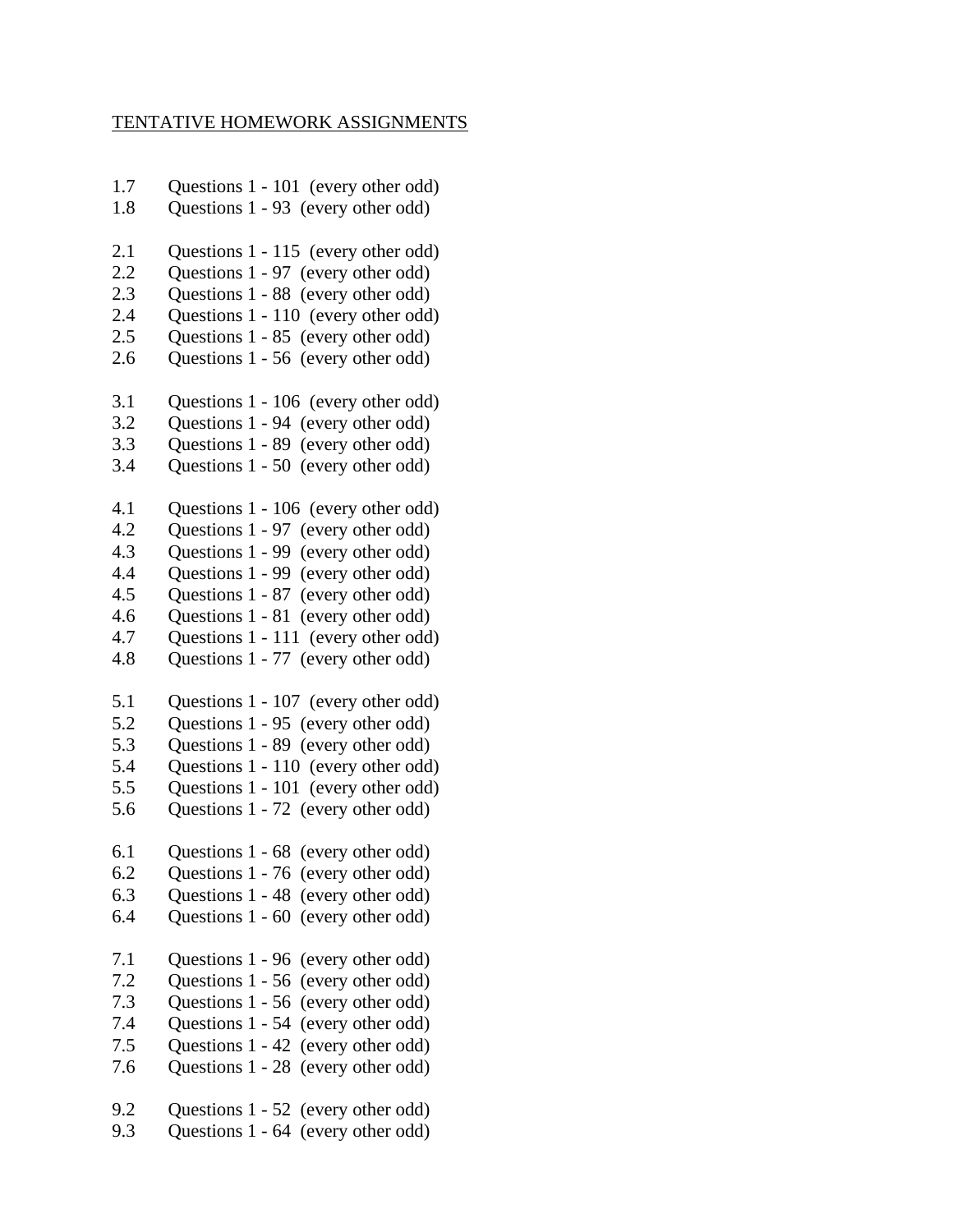TENTATIVE HOMEWORK ASSIGNMENTS

1.7 Questions 1 - 101 (every other odd)
1.8 Questions 1 - 93 (every other odd)

2.1 Questions 1 - 115 (every other odd)
2.2 Questions 1 - 97 (every other odd)
2.3 Questions 1 - 88 (every other odd)
2.4 Questions 1 - 110 (every other odd)
2.5 Questions 1 - 85 (every other odd)
2.6 Questions 1 - 56 (every other odd)

3.1 Questions 1 - 106 (every other odd)
3.2 Questions 1 - 94 (every other odd)
3.3 Questions 1 - 89 (every other odd)
3.4 Questions 1 - 50 (every other odd)

4.1 Questions 1 - 106 (every other odd)
4.2 Questions 1 - 97 (every other odd)
4.3 Questions 1 - 99 (every other odd)
4.4 Questions 1 - 99 (every other odd)
4.5 Questions 1 - 87 (every other odd)
4.6 Questions 1 - 81 (every other odd)
4.7 Questions 1 - 111 (every other odd)
4.8 Questions 1 - 77 (every other odd)

5.1 Questions 1 - 107 (every other odd)
5.2 Questions 1 - 95 (every other odd)
5.3 Questions 1 - 89 (every other odd)
5.4 Questions 1 - 110 (every other odd)
5.5 Questions 1 - 101 (every other odd)
5.6 Questions 1 - 72 (every other odd)

6.1 Questions 1 - 68 (every other odd)
6.2 Questions 1 - 76 (every other odd)
6.3 Questions 1 - 48 (every other odd)
6.4 Questions 1 - 60 (every other odd)

7.1 Questions 1 - 96 (every other odd)
7.2 Questions 1 - 56 (every other odd)
7.3 Questions 1 - 56 (every other odd)
7.4 Questions 1 - 54 (every other odd)
7.5 Questions 1 - 42 (every other odd)
7.6 Questions 1 - 28 (every other odd)

9.2 Questions 1 - 52 (every other odd)
9.3 Questions 1 - 64 (every other odd)